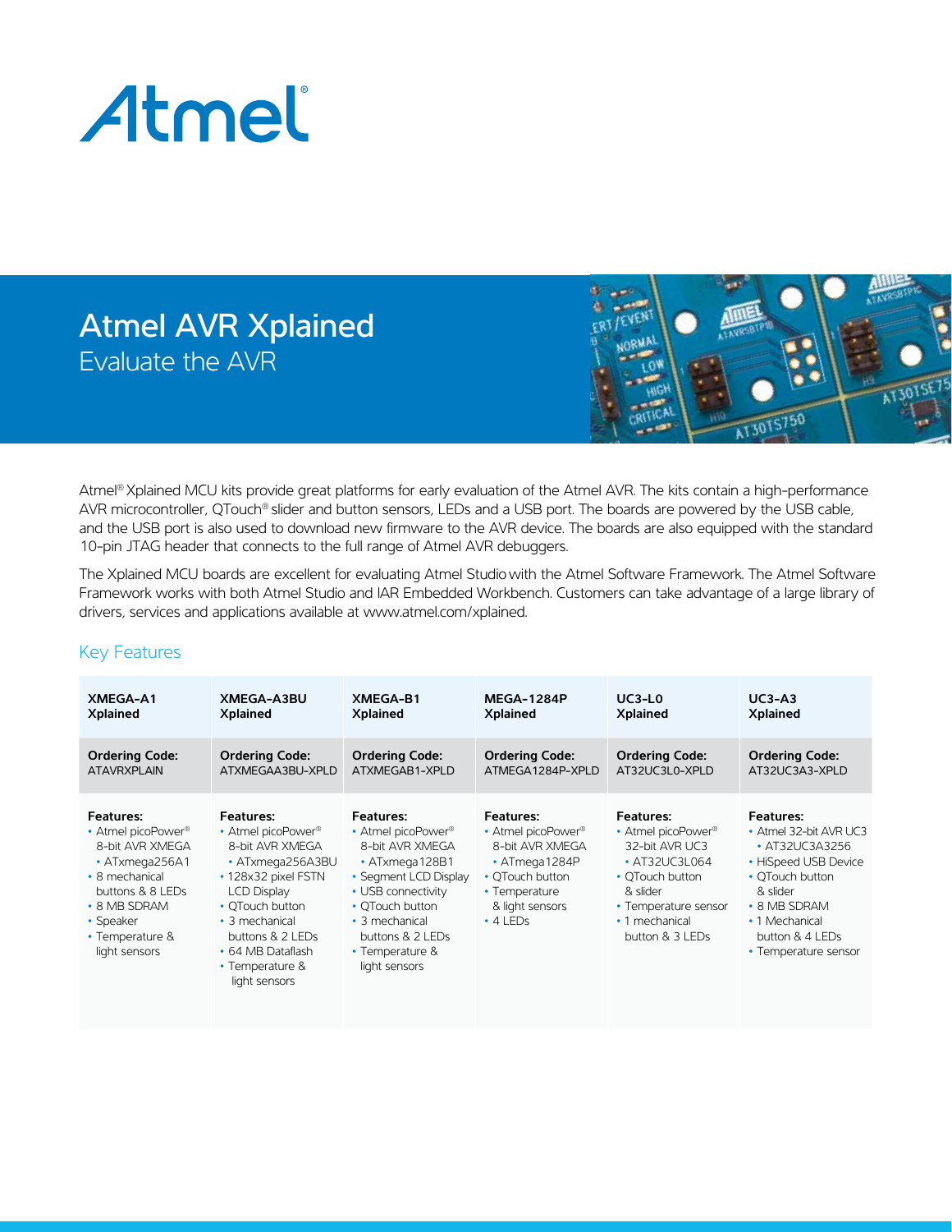Atmel

# Atmel AVR Xplained

## Evaluate the AVR

Atmel® Xplained MCU kits provide great platforms for early evaluation of the Atmel AVR. The kits contain a high-performance AVR microcontroller, QTouch® slider and button sensors, LEDs and a USB port. The boards are powered by the USB cable, and the USB port is also used to download new firmware to the AVR device. The boards are also equipped with the standard 10-pin JTAG header that connects to the full range of Atmel AVR debuggers.

The Xplained MCU boards are excellent for evaluating Atmel Studio with the Atmel Software Framework. The Atmel Software Framework works with both Atmel Studio and IAR Embedded Workbench. Customers can take advantage of a large library of drivers, services and applications available at www.atmel.com/xplained.

### Key Features

| XMEGA-A1 Xplained | XMEGA-A3BU Xplained | XMEGA-B1 Xplained | MEGA-1284P Xplained | UC3-L0 Xplained | UC3-A3 Xplained |
|---|---|---|---|---|---|
| **Ordering Code:** ATAVRXPLAIN | **Ordering Code:** ATXMEGAA3BU-XPLD | **Ordering Code:** ATXMEGAB1-XPLD | **Ordering Code:** ATMEGA1284P-XPLD | **Ordering Code:** AT32UC3L0-XPLD | **Ordering Code:** AT32UC3A3-XPLD |
| **Features:**<br>• Atmel picoPower® 8-bit AVR XMEGA<br>• ATxmega256A1<br>• 8 mechanical buttons & 8 LEDs<br>• 8 MB SDRAM<br>• Speaker<br>• Temperature & light sensors | **Features:**<br>• Atmel picoPower® 8-bit AVR XMEGA<br>• ATxmega256A3BU<br>• 128x32 pixel FSTN LCD Display<br>• QTouch button<br>• 3 mechanical buttons & 2 LEDs<br>• 64 MB Dataflash<br>• Temperature & light sensors | **Features:**<br>• Atmel picoPower® 8-bit AVR XMEGA<br>• ATxmega128B1<br>• Segment LCD Display<br>• USB connectivity<br>• QTouch button<br>• 3 mechanical buttons & 2 LEDs<br>• Temperature & light sensors | **Features:**<br>• Atmel picoPower® 8-bit AVR XMEGA<br>• ATmega1284P<br>• QTouch button<br>• Temperature & light sensors<br>• 4 LEDs | **Features:**<br>• Atmel picoPower® 32-bit AVR UC3<br>• AT32UC3L064<br>• QTouch button & slider<br>• Temperature sensor<br>• 1 mechanical button & 3 LEDs | **Features:**<br>• Atmel 32-bit AVR UC3<br>• AT32UC3A3256<br>• HiSpeed USB Device<br>• QTouch button & slider<br>• 8 MB SDRAM<br>• 1 Mechanical button & 4 LEDs<br>• Temperature sensor |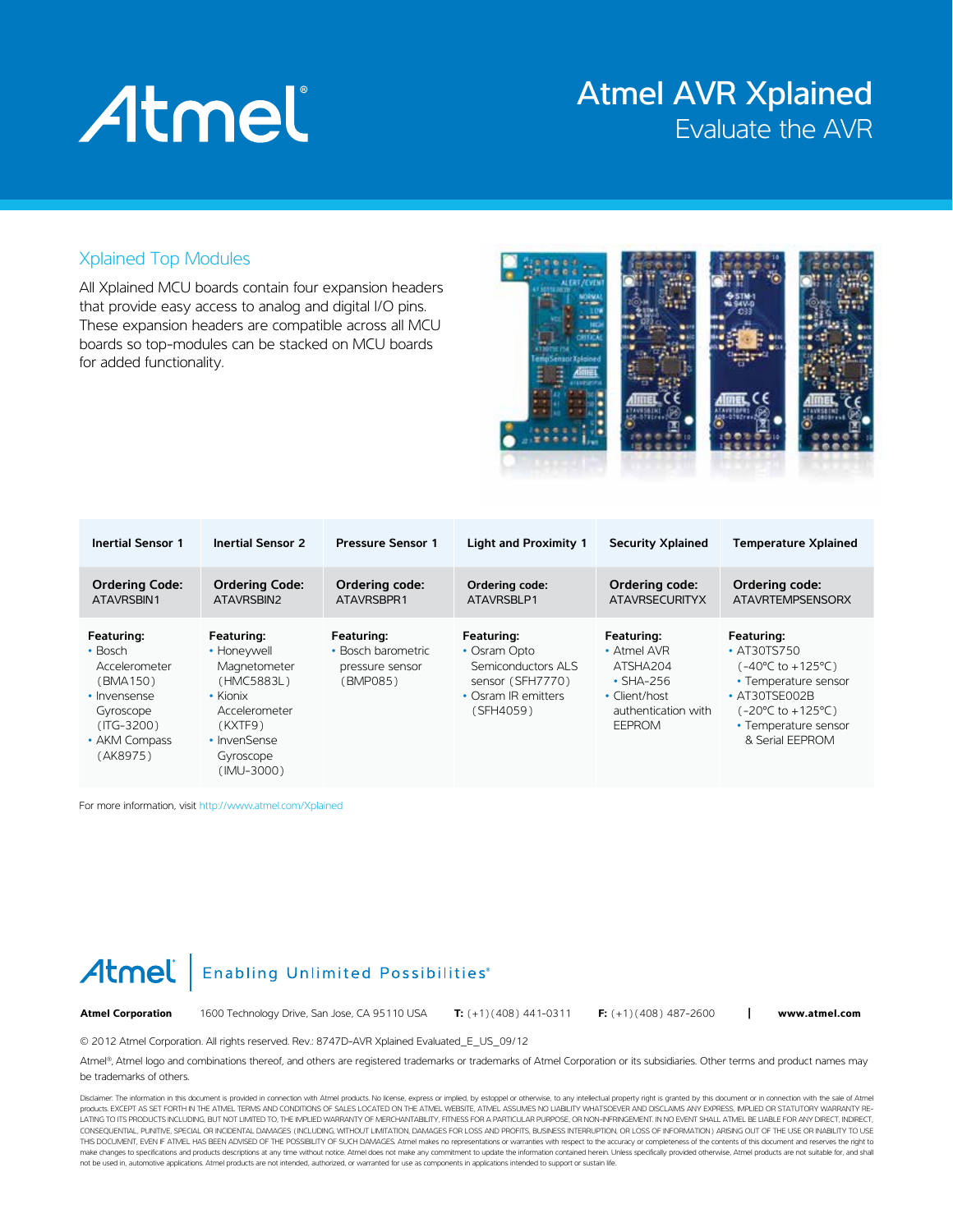# Atmel AVR Xplained

Evaluate the AVR

## Xplained Top Modules

All Xplained MCU boards contain four expansion headers that provide easy access to analog and digital I/O pins. These expansion headers are compatible across all MCU boards so top-modules can be stacked on MCU boards for added functionality.

| Inertial Sensor 1 | Inertial Sensor 2 | Pressure Sensor 1 | Light and Proximity 1 | Security Xplained | Temperature Xplained |
|---|---|---|---|---|---|
| **Ordering Code:** ATAVRSBIN1 | **Ordering Code:** ATAVRSBIN2 | **Ordering code:** ATAVRSBPR1 | **Ordering code:** ATAVRSBLP1 | **Ordering code:** ATAVRSECURITYX | **Ordering code:** ATAVRTEMPSENSORX |
| **Featuring:**<br>• Bosch Accelerometer (BMA150)<br>• Invensense Gyroscope (ITG-3200)<br>• AKM Compass (AK8975) | **Featuring:**<br>• Honeywell Magnetometer (HMC5883L)<br>• Kionix Accelerometer (KXTF9)<br>• InvenSense Gyroscope (IMU-3000) | **Featuring:**<br>• Bosch barometric pressure sensor (BMP085) | **Featuring:**<br>• Osram Opto Semiconductors ALS sensor (SFH7770)<br>• Osram IR emitters (SFH4059) | **Featuring:**<br>• Atmel AVR ATSHA204<br>• SHA-256<br>• Client/host authentication with EEPROM | **Featuring:**<br>• AT30TS750 (-40°C to +125°C)<br>• Temperature sensor<br>• AT30TSE002B (-20°C to +125°C)<br>• Temperature sensor & Serial EEPROM |

For more information, visit http://www.atmel.com/Xplained

Atmel | Enabling Unlimited Possibilities®

**Atmel Corporation** 1600 Technology Drive, San Jose, CA 95110 USA **T:** (+1)(408) 441-0311 **F:** (+1)(408) 487-2600 | **www.atmel.com**

© 2012 Atmel Corporation. All rights reserved. Rev.: 8747D-AVR Xplained Evaluated_E_US_09/12

Atmel®, Atmel logo and combinations thereof, and others are registered trademarks or trademarks of Atmel Corporation or its subsidiaries. Other terms and product names may be trademarks of others.

Disclaimer: The information in this document is provided in connection with Atmel products. No license, express or implied, by estoppel or otherwise, to any intellectual property right is granted by this document or in connection with the sale of Atmel products. EXCEPT AS SET FORTH IN THE ATMEL TERMS AND CONDITIONS OF SALES LOCATED ON THE ATMEL WEBSITE, ATMEL ASSUMES NO LIABILITY WHATSOEVER AND DISCLAIMS ANY EXPRESS, IMPLIED OR STATUTORY WARRANTY RELATING TO ITS PRODUCTS INCLUDING, BUT NOT LIMITED TO, THE IMPLIED WARRANTY OF MERCHANTABILITY, FITNESS FOR A PARTICULAR PURPOSE, OR NON-INFRINGEMENT. IN NO EVENT SHALL ATMEL BE LIABLE FOR ANY DIRECT, INDIRECT, CONSEQUENTIAL, PUNITIVE, SPECIAL OR INCIDENTAL DAMAGES (INCLUDING, WITHOUT LIMITATION, DAMAGES FOR LOSS AND PROFITS, BUSINESS INTERRUPTION, OR LOSS OF INFORMATION) ARISING OUT OF THE USE OR INABILITY TO USE THIS DOCUMENT, EVEN IF ATMEL HAS BEEN ADVISED OF THE POSSIBILITY OF SUCH DAMAGES. Atmel makes no representations or warranties with respect to the accuracy or completeness of the contents of this document and reserves the right to make changes to specifications and products descriptions at any time without notice. Atmel does not make any commitment to update the information contained herein. Unless specifically provided otherwise, Atmel products are not suitable for, and shall not be used in, automotive applications. Atmel products are not intended, authorized, or warranted for use as components in applications intended to support or sustain life.